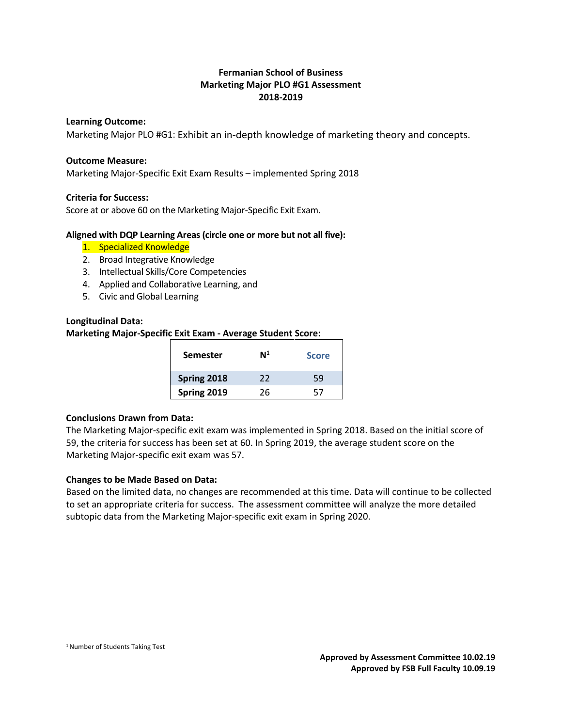# Fermanian School of Business
## Marketing Major PLO #G1 Assessment
## 2018-2019

**Learning Outcome:**

Marketing Major PLO #G1: Exhibit an in-depth knowledge of marketing theory and concepts.

**Outcome Measure:**

Marketing Major-Specific Exit Exam Results – implemented Spring 2018

**Criteria for Success:**

Score at or above 60 on the Marketing Major-Specific Exit Exam.

**Aligned with DQP Learning Areas (circle one or more but not all five):**

1. Specialized Knowledge
2. Broad Integrative Knowledge
3. Intellectual Skills/Core Competencies
4. Applied and Collaborative Learning, and
5. Civic and Global Learning

**Longitudinal Data:**

**Marketing Major-Specific Exit Exam - Average Student Score:**

| Semester | N[1] | Score |
|---|---|---|
| **Spring 2018** | 22 | 59 |
| **Spring 2019** | 26 | 57 |

**Conclusions Drawn from Data:**

The Marketing Major-specific exit exam was implemented in Spring 2018. Based on the initial score of 59, the criteria for success has been set at 60. In Spring 2019, the average student score on the Marketing Major-specific exit exam was 57.

**Changes to be Made Based on Data:**

Based on the limited data, no changes are recommended at this time. Data will continue to be collected to set an appropriate criteria for success. The assessment committee will analyze the more detailed subtopic data from the Marketing Major-specific exit exam in Spring 2020.

[1] Number of Students Taking Test

**Approved by Assessment Committee 10.02.19**
**Approved by FSB Full Faculty 10.09.19**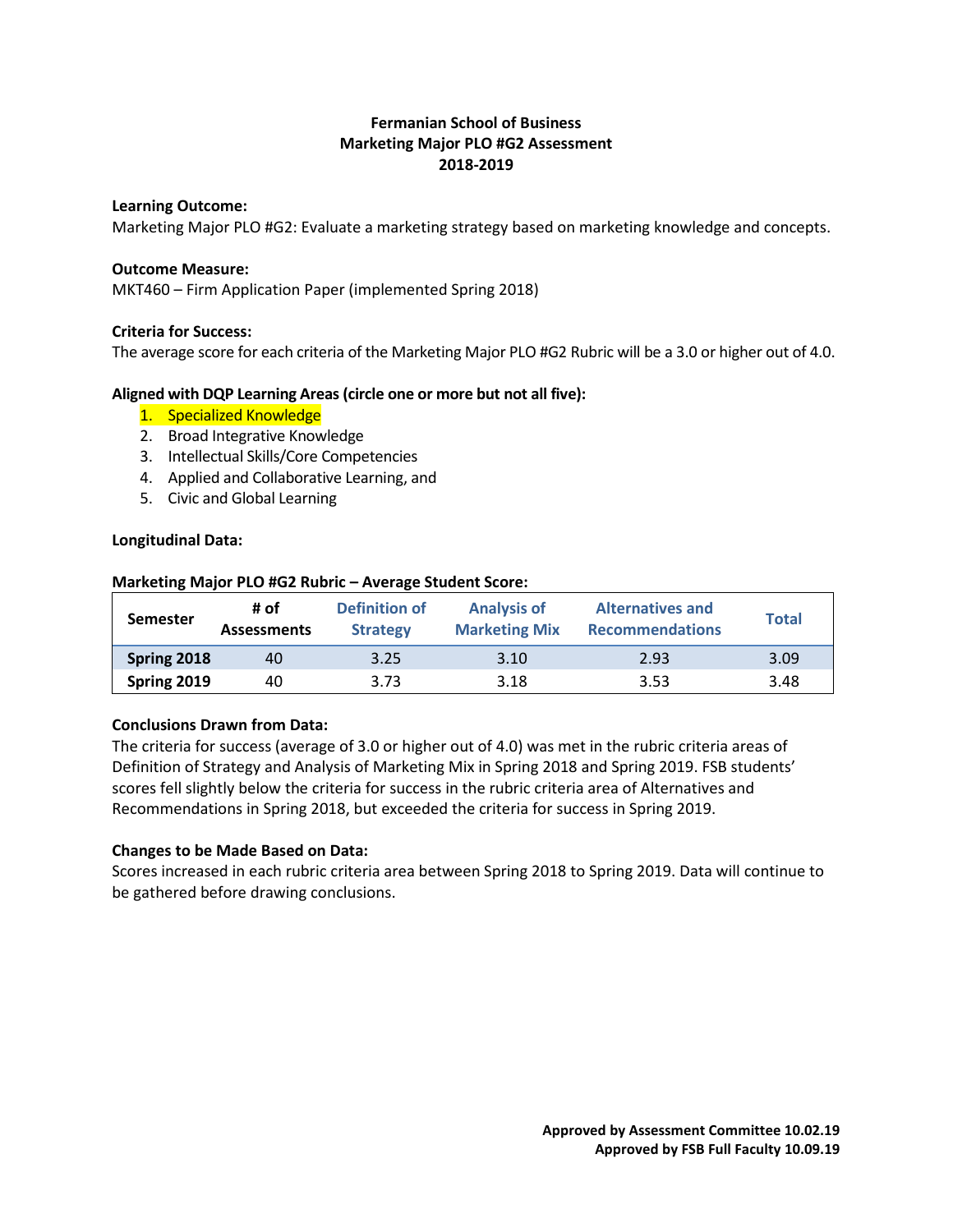**Fermanian School of Business**
**Marketing Major PLO #G2 Assessment**
**2018-2019**

**Learning Outcome:**
Marketing Major PLO #G2: Evaluate a marketing strategy based on marketing knowledge and concepts.

**Outcome Measure:**
MKT460 – Firm Application Paper (implemented Spring 2018)

**Criteria for Success:**
The average score for each criteria of the Marketing Major PLO #G2 Rubric will be a 3.0 or higher out of 4.0.

**Aligned with DQP Learning Areas (circle one or more but not all five):**

1. Specialized Knowledge
2. Broad Integrative Knowledge
3. Intellectual Skills/Core Competencies
4. Applied and Collaborative Learning, and
5. Civic and Global Learning

**Longitudinal Data:**

**Marketing Major PLO #G2 Rubric – Average Student Score:**

| Semester | # of Assessments | Definition of Strategy | Analysis of Marketing Mix | Alternatives and Recommendations | Total |
|---|---|---|---|---|---|
| **Spring 2018** | 40 | 3.25 | 3.10 | 2.93 | 3.09 |
| **Spring 2019** | 40 | 3.73 | 3.18 | 3.53 | 3.48 |

**Conclusions Drawn from Data:**
The criteria for success (average of 3.0 or higher out of 4.0) was met in the rubric criteria areas of Definition of Strategy and Analysis of Marketing Mix in Spring 2018 and Spring 2019. FSB students' scores fell slightly below the criteria for success in the rubric criteria area of Alternatives and Recommendations in Spring 2018, but exceeded the criteria for success in Spring 2019.

**Changes to be Made Based on Data:**
Scores increased in each rubric criteria area between Spring 2018 to Spring 2019. Data will continue to be gathered before drawing conclusions.

**Approved by Assessment Committee 10.02.19**
**Approved by FSB Full Faculty 10.09.19**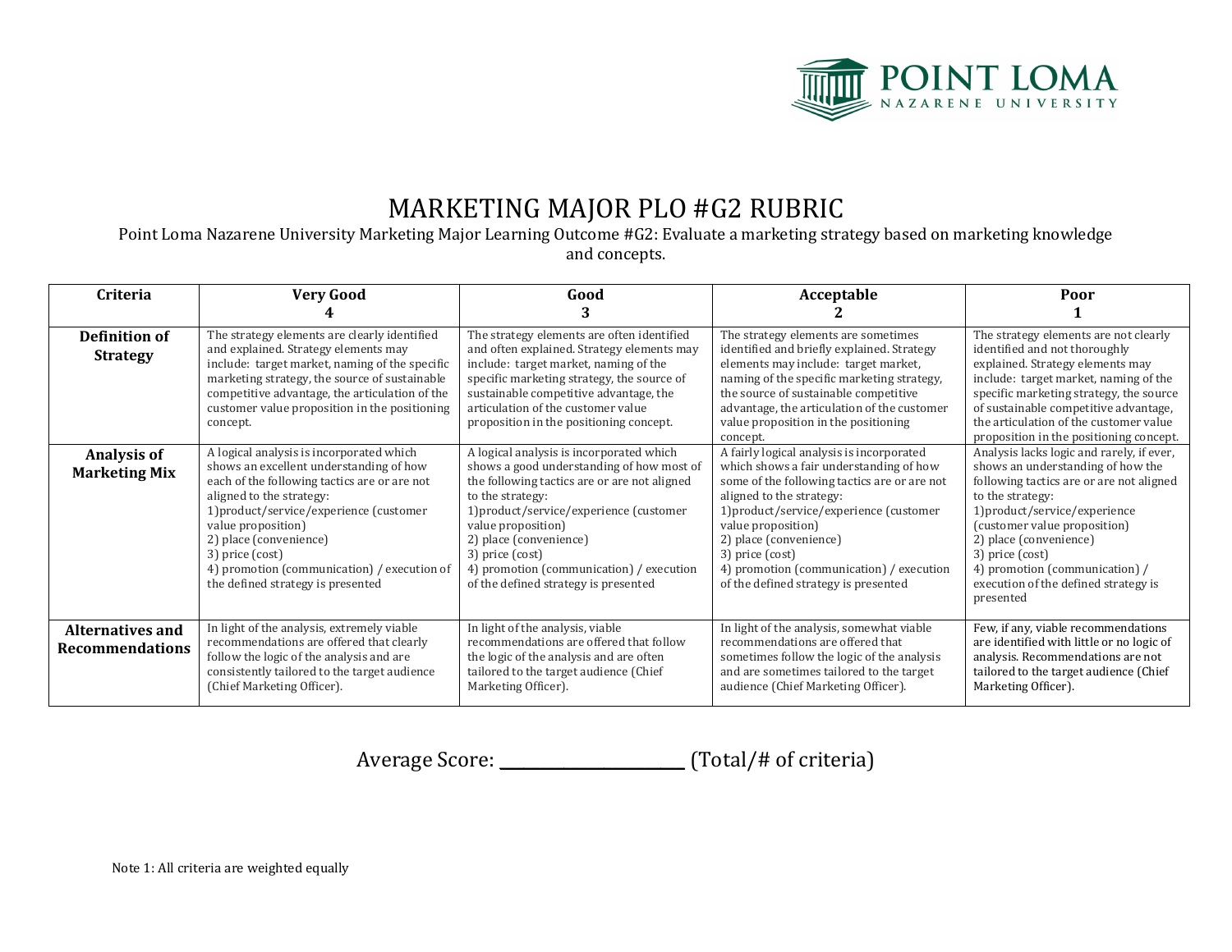# MARKETING MAJOR PLO #G2 RUBRIC

Point Loma Nazarene University Marketing Major Learning Outcome #G2: Evaluate a marketing strategy based on marketing knowledge and concepts.

| Criteria | Very Good<br>4 | Good<br>3 | Acceptable<br>2 | Poor<br>1 |
|---|---|---|---|---|
| **Definition of Strategy** | The strategy elements are clearly identified and explained. Strategy elements may include: target market, naming of the specific marketing strategy, the source of sustainable competitive advantage, the articulation of the customer value proposition in the positioning concept. | The strategy elements are often identified and often explained. Strategy elements may include: target market, naming of the specific marketing strategy, the source of sustainable competitive advantage, the articulation of the customer value proposition in the positioning concept. | The strategy elements are sometimes identified and briefly explained. Strategy elements may include: target market, naming of the specific marketing strategy, the source of sustainable competitive advantage, the articulation of the customer value proposition in the positioning concept. | The strategy elements are not clearly identified and not thoroughly explained. Strategy elements may include: target market, naming of the specific marketing strategy, the source of sustainable competitive advantage, the articulation of the customer value proposition in the positioning concept. |
| **Analysis of Marketing Mix** | A logical analysis is incorporated which shows an excellent understanding of how each of the following tactics are or are not aligned to the strategy:<br>1)product/service/experience (customer value proposition)<br>2) place (convenience)<br>3) price (cost)<br>4) promotion (communication) / execution of the defined strategy is presented | A logical analysis is incorporated which shows a good understanding of how most of the following tactics are or are not aligned to the strategy:<br>1)product/service/experience (customer value proposition)<br>2) place (convenience)<br>3) price (cost)<br>4) promotion (communication) / execution of the defined strategy is presented | A fairly logical analysis is incorporated which shows a fair understanding of how some of the following tactics are or are not aligned to the strategy:<br>1)product/service/experience (customer value proposition)<br>2) place (convenience)<br>3) price (cost)<br>4) promotion (communication) / execution of the defined strategy is presented | Analysis lacks logic and rarely, if ever, shows an understanding of how the following tactics are or are not aligned to the strategy:<br>1)product/service/experience (customer value proposition)<br>2) place (convenience)<br>3) price (cost)<br>4) promotion (communication) / execution of the defined strategy is presented |
| **Alternatives and Recommendations** | In light of the analysis, extremely viable recommendations are offered that clearly follow the logic of the analysis and are consistently tailored to the target audience (Chief Marketing Officer). | In light of the analysis, viable recommendations are offered that follow the logic of the analysis and are often tailored to the target audience (Chief Marketing Officer). | In light of the analysis, somewhat viable recommendations are offered that sometimes follow the logic of the analysis and are sometimes tailored to the target audience (Chief Marketing Officer). | Few, if any, viable recommendations are identified with little or no logic of analysis. Recommendations are not tailored to the target audience (Chief Marketing Officer). |

Average Score: ______________________ (Total/# of criteria)

Note 1: All criteria are weighted equally